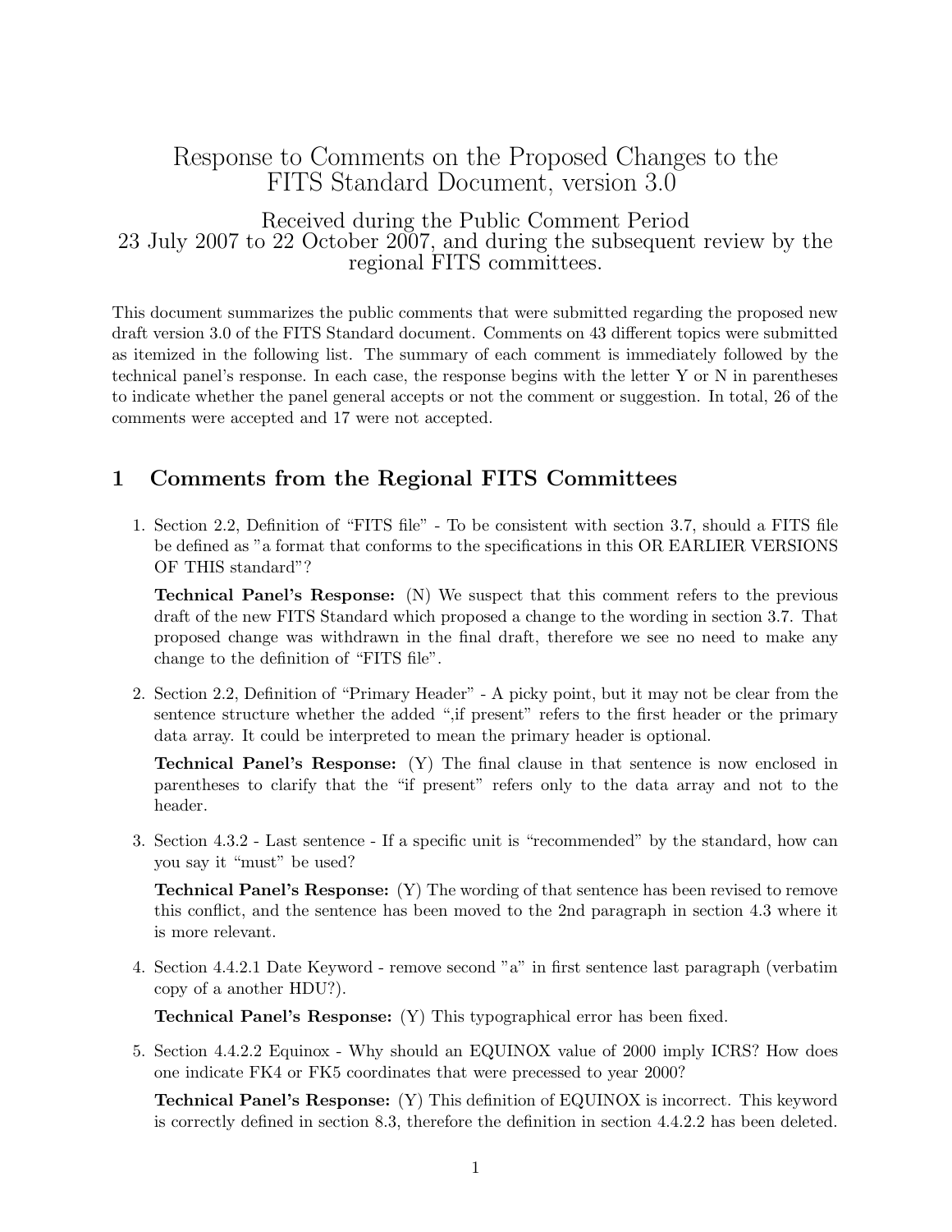# Response to Comments on the Proposed Changes to the FITS Standard Document, version 3.0

Received during the Public Comment Period
23 July 2007 to 22 October 2007, and during the subsequent review by the regional FITS committees.

This document summarizes the public comments that were submitted regarding the proposed new draft version 3.0 of the FITS Standard document. Comments on 43 different topics were submitted as itemized in the following list. The summary of each comment is immediately followed by the technical panel's response. In each case, the response begins with the letter Y or N in parentheses to indicate whether the panel general accepts or not the comment or suggestion. In total, 26 of the comments were accepted and 17 were not accepted.

## 1 Comments from the Regional FITS Committees

1. Section 2.2, Definition of "FITS file" - To be consistent with section 3.7, should a FITS file be defined as "a format that conforms to the specifications in this OR EARLIER VERSIONS OF THIS standard"?

   **Technical Panel's Response:** (N) We suspect that this comment refers to the previous draft of the new FITS Standard which proposed a change to the wording in section 3.7. That proposed change was withdrawn in the final draft, therefore we see no need to make any change to the definition of "FITS file".

2. Section 2.2, Definition of "Primary Header" - A picky point, but it may not be clear from the sentence structure whether the added ",if present" refers to the first header or the primary data array. It could be interpreted to mean the primary header is optional.

   **Technical Panel's Response:** (Y) The final clause in that sentence is now enclosed in parentheses to clarify that the "if present" refers only to the data array and not to the header.

3. Section 4.3.2 - Last sentence - If a specific unit is "recommended" by the standard, how can you say it "must" be used?

   **Technical Panel's Response:** (Y) The wording of that sentence has been revised to remove this conflict, and the sentence has been moved to the 2nd paragraph in section 4.3 where it is more relevant.

4. Section 4.4.2.1 Date Keyword - remove second "a" in first sentence last paragraph (verbatim copy of a another HDU?).

   **Technical Panel's Response:** (Y) This typographical error has been fixed.

5. Section 4.4.2.2 Equinox - Why should an EQUINOX value of 2000 imply ICRS? How does one indicate FK4 or FK5 coordinates that were precessed to year 2000?

   **Technical Panel's Response:** (Y) This definition of EQUINOX is incorrect. This keyword is correctly defined in section 8.3, therefore the definition in section 4.4.2.2 has been deleted.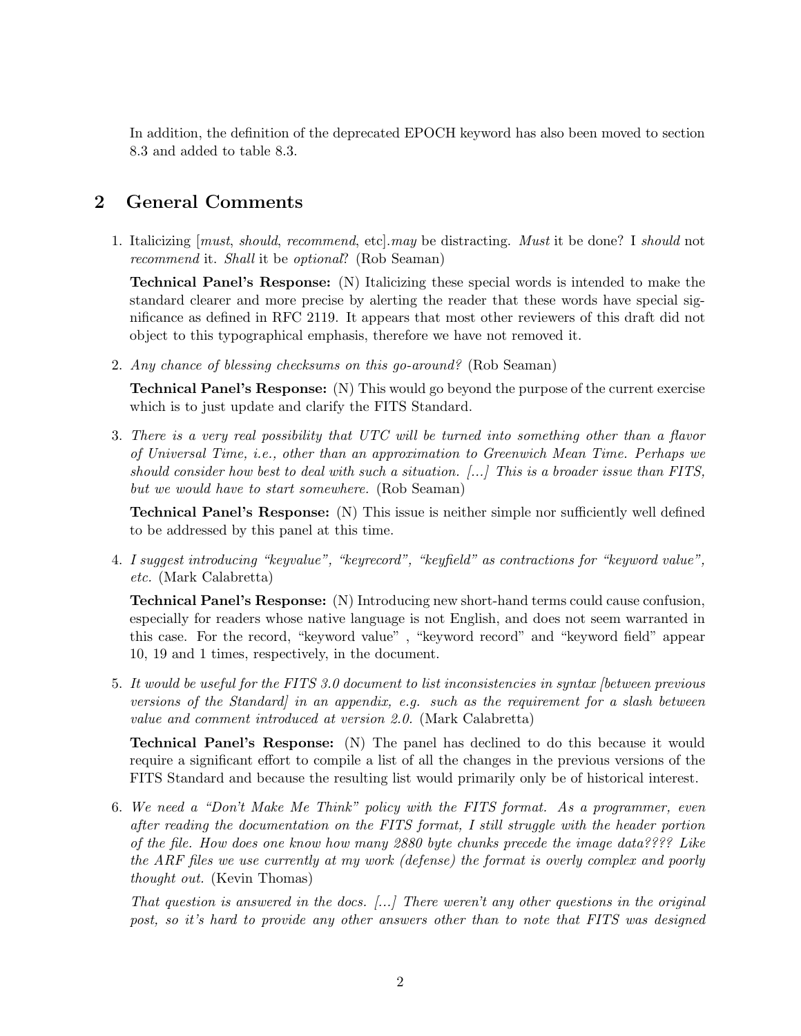In addition, the definition of the deprecated EPOCH keyword has also been moved to section 8.3 and added to table 8.3.

## 2 General Comments

1. Italicizing [*must*, *should*, *recommend*, etc].*may* be distracting. *Must* it be done? I *should* not *recommend* it. *Shall* it be *optional*? (Rob Seaman)

   **Technical Panel's Response:** (N) Italicizing these special words is intended to make the standard clearer and more precise by alerting the reader that these words have special significance as defined in RFC 2119. It appears that most other reviewers of this draft did not object to this typographical emphasis, therefore we have not removed it.

2. *Any chance of blessing checksums on this go-around?* (Rob Seaman)

   **Technical Panel's Response:** (N) This would go beyond the purpose of the current exercise which is to just update and clarify the FITS Standard.

3. *There is a very real possibility that UTC will be turned into something other than a flavor of Universal Time, i.e., other than an approximation to Greenwich Mean Time. Perhaps we should consider how best to deal with such a situation. [...] This is a broader issue than FITS, but we would have to start somewhere.* (Rob Seaman)

   **Technical Panel's Response:** (N) This issue is neither simple nor sufficiently well defined to be addressed by this panel at this time.

4. *I suggest introducing "keyvalue", "keyrecord", "keyfield" as contractions for "keyword value", etc.* (Mark Calabretta)

   **Technical Panel's Response:** (N) Introducing new short-hand terms could cause confusion, especially for readers whose native language is not English, and does not seem warranted in this case. For the record, "keyword value" , "keyword record" and "keyword field" appear 10, 19 and 1 times, respectively, in the document.

5. *It would be useful for the FITS 3.0 document to list inconsistencies in syntax [between previous versions of the Standard] in an appendix, e.g. such as the requirement for a slash between value and comment introduced at version 2.0.* (Mark Calabretta)

   **Technical Panel's Response:** (N) The panel has declined to do this because it would require a significant effort to compile a list of all the changes in the previous versions of the FITS Standard and because the resulting list would primarily only be of historical interest.

6. *We need a "Don't Make Me Think" policy with the FITS format. As a programmer, even after reading the documentation on the FITS format, I still struggle with the header portion of the file. How does one know how many 2880 byte chunks precede the image data???? Like the ARF files we use currently at my work (defense) the format is overly complex and poorly thought out.* (Kevin Thomas)

   *That question is answered in the docs. [...] There weren't any other questions in the original post, so it's hard to provide any other answers other than to note that FITS was designed*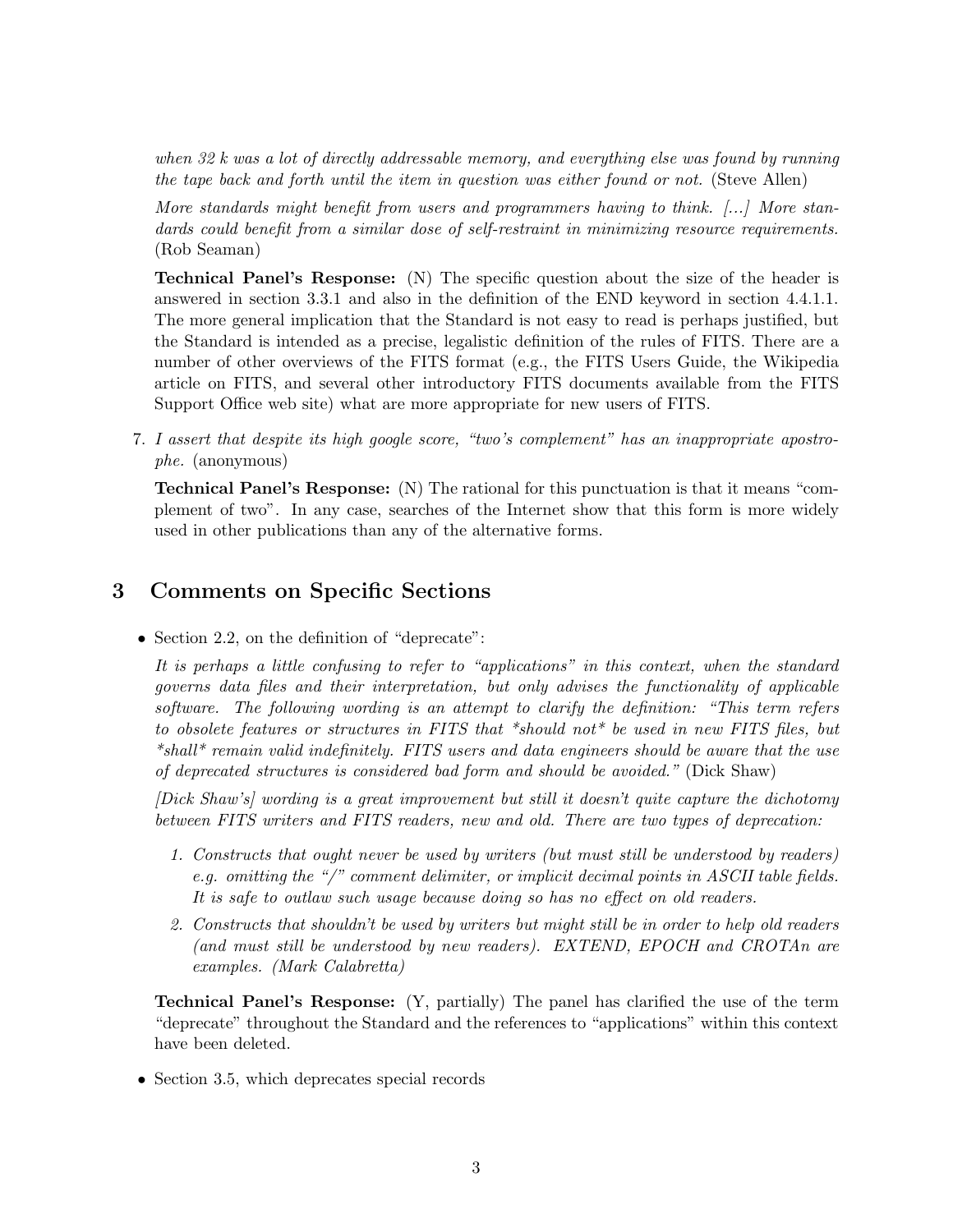*when 32 k was a lot of directly addressable memory, and everything else was found by running the tape back and forth until the item in question was either found or not.* (Steve Allen)

*More standards might benefit from users and programmers having to think. [...] More standards could benefit from a similar dose of self-restraint in minimizing resource requirements.* (Rob Seaman)

**Technical Panel's Response:** (N) The specific question about the size of the header is answered in section 3.3.1 and also in the definition of the END keyword in section 4.4.1.1. The more general implication that the Standard is not easy to read is perhaps justified, but the Standard is intended as a precise, legalistic definition of the rules of FITS. There are a number of other overviews of the FITS format (e.g., the FITS Users Guide, the Wikipedia article on FITS, and several other introductory FITS documents available from the FITS Support Office web site) what are more appropriate for new users of FITS.

7. *I assert that despite its high google score, "two's complement" has an inappropriate apostrophe.* (anonymous)

   **Technical Panel's Response:** (N) The rational for this punctuation is that it means "complement of two". In any case, searches of the Internet show that this form is more widely used in other publications than any of the alternative forms.

## 3 Comments on Specific Sections

- Section 2.2, on the definition of "deprecate":

  *It is perhaps a little confusing to refer to "applications" in this context, when the standard governs data files and their interpretation, but only advises the functionality of applicable software. The following wording is an attempt to clarify the definition: "This term refers to obsolete features or structures in FITS that *should not* be used in new FITS files, but *shall* remain valid indefinitely. FITS users and data engineers should be aware that the use of deprecated structures is considered bad form and should be avoided."* (Dick Shaw)

  *[Dick Shaw's] wording is a great improvement but still it doesn't quite capture the dichotomy between FITS writers and FITS readers, new and old. There are two types of deprecation:*

  1. *Constructs that ought never be used by writers (but must still be understood by readers) e.g. omitting the "/" comment delimiter, or implicit decimal points in ASCII table fields. It is safe to outlaw such usage because doing so has no effect on old readers.*
  2. *Constructs that shouldn't be used by writers but might still be in order to help old readers (and must still be understood by new readers). EXTEND, EPOCH and CROTAn are examples. (Mark Calabretta)*

  **Technical Panel's Response:** (Y, partially) The panel has clarified the use of the term "deprecate" throughout the Standard and the references to "applications" within this context have been deleted.

- Section 3.5, which deprecates special records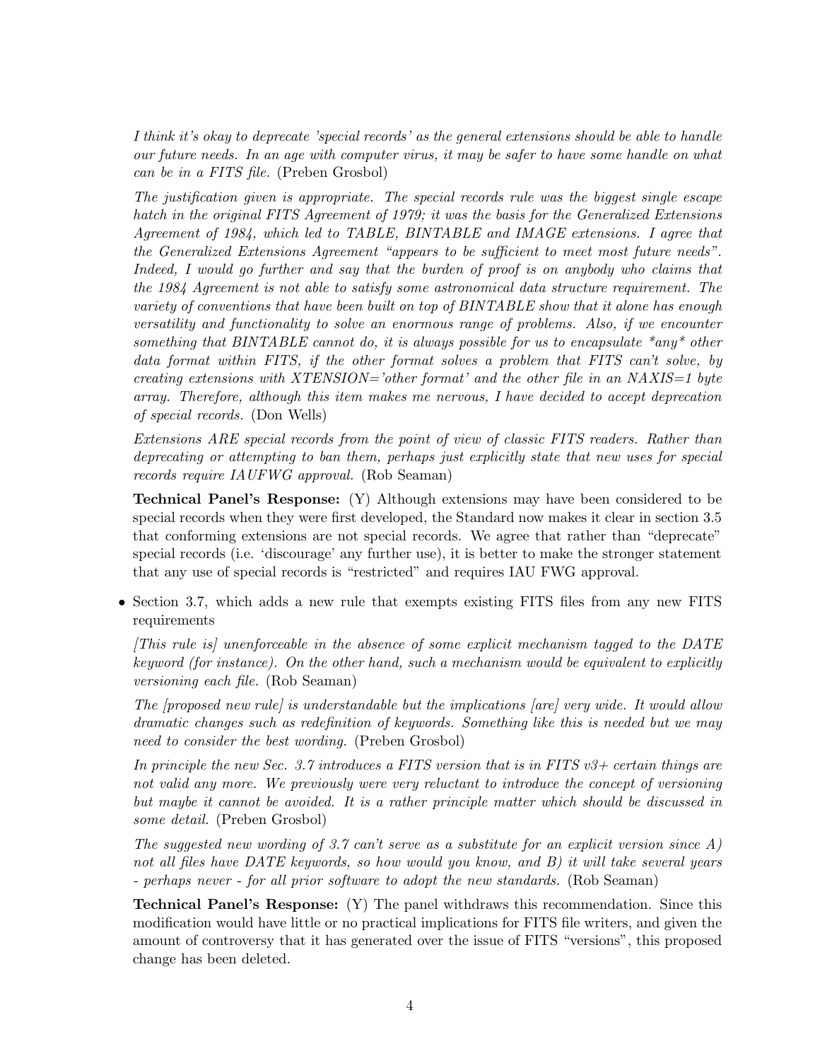*I think it's okay to deprecate 'special records' as the general extensions should be able to handle our future needs. In an age with computer virus, it may be safer to have some handle on what can be in a FITS file.* (Preben Grosbol)

*The justification given is appropriate. The special records rule was the biggest single escape hatch in the original FITS Agreement of 1979; it was the basis for the Generalized Extensions Agreement of 1984, which led to TABLE, BINTABLE and IMAGE extensions. I agree that the Generalized Extensions Agreement "appears to be sufficient to meet most future needs". Indeed, I would go further and say that the burden of proof is on anybody who claims that the 1984 Agreement is not able to satisfy some astronomical data structure requirement. The variety of conventions that have been built on top of BINTABLE show that it alone has enough versatility and functionality to solve an enormous range of problems. Also, if we encounter something that BINTABLE cannot do, it is always possible for us to encapsulate \*any\* other data format within FITS, if the other format solves a problem that FITS can't solve, by creating extensions with XTENSION='other format' and the other file in an NAXIS=1 byte array. Therefore, although this item makes me nervous, I have decided to accept deprecation of special records.* (Don Wells)

*Extensions ARE special records from the point of view of classic FITS readers. Rather than deprecating or attempting to ban them, perhaps just explicitly state that new uses for special records require IAUFWG approval.* (Rob Seaman)

**Technical Panel's Response:** (Y) Although extensions may have been considered to be special records when they were first developed, the Standard now makes it clear in section 3.5 that conforming extensions are not special records. We agree that rather than "deprecate" special records (i.e. 'discourage' any further use), it is better to make the stronger statement that any use of special records is "restricted" and requires IAU FWG approval.

- Section 3.7, which adds a new rule that exempts existing FITS files from any new FITS requirements

  *[This rule is] unenforceable in the absence of some explicit mechanism tagged to the DATE keyword (for instance). On the other hand, such a mechanism would be equivalent to explicitly versioning each file.* (Rob Seaman)

  *The [proposed new rule] is understandable but the implications [are] very wide. It would allow dramatic changes such as redefinition of keywords. Something like this is needed but we may need to consider the best wording.* (Preben Grosbol)

  *In principle the new Sec. 3.7 introduces a FITS version that is in FITS v3+ certain things are not valid any more. We previously were very reluctant to introduce the concept of versioning but maybe it cannot be avoided. It is a rather principle matter which should be discussed in some detail.* (Preben Grosbol)

  *The suggested new wording of 3.7 can't serve as a substitute for an explicit version since A) not all files have DATE keywords, so how would you know, and B) it will take several years - perhaps never - for all prior software to adopt the new standards.* (Rob Seaman)

  **Technical Panel's Response:** (Y) The panel withdraws this recommendation. Since this modification would have little or no practical implications for FITS file writers, and given the amount of controversy that it has generated over the issue of FITS "versions", this proposed change has been deleted.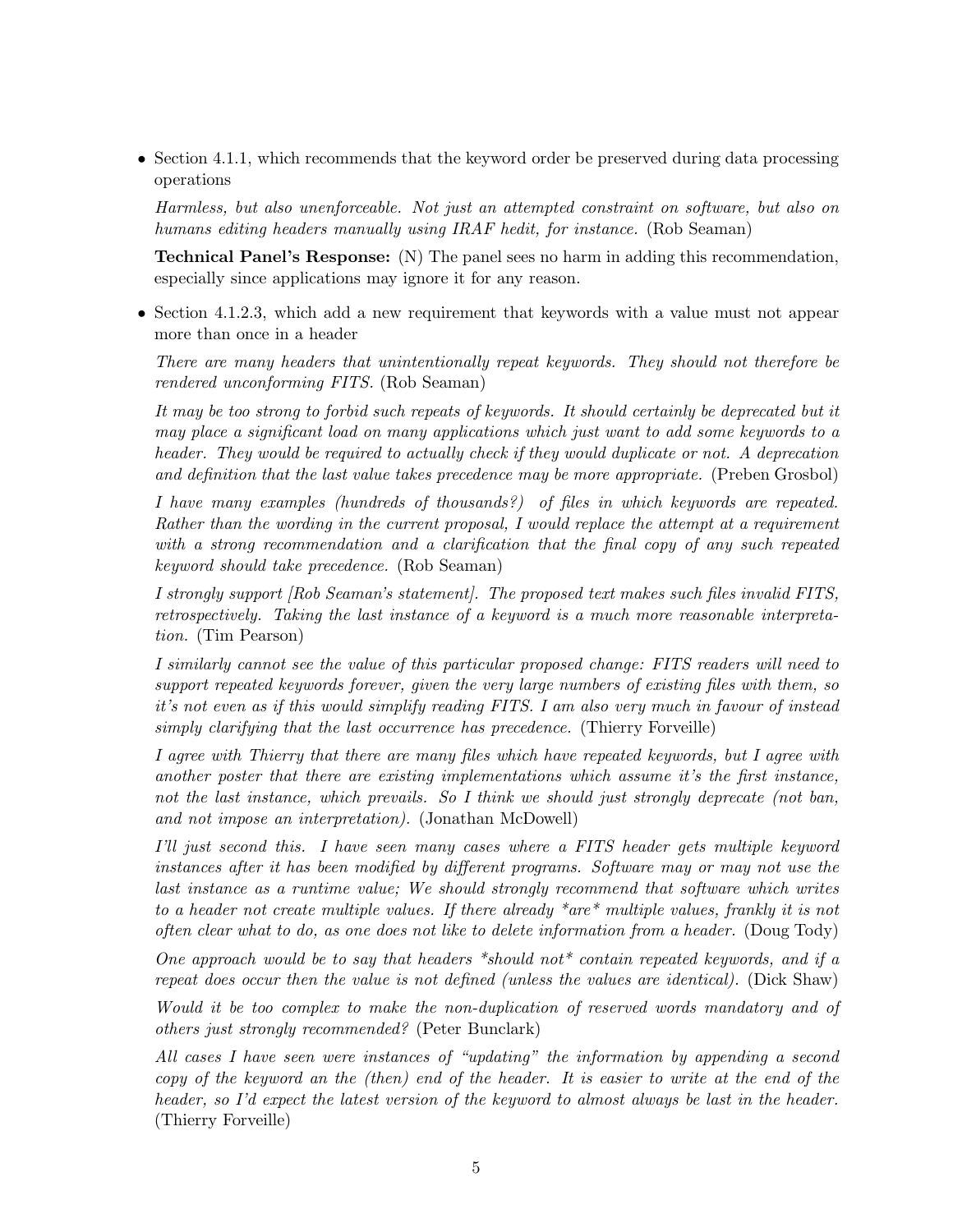- Section 4.1.1, which recommends that the keyword order be preserved during data processing operations

  *Harmless, but also unenforceable. Not just an attempted constraint on software, but also on humans editing headers manually using IRAF hedit, for instance.* (Rob Seaman)

  **Technical Panel's Response:** (N) The panel sees no harm in adding this recommendation, especially since applications may ignore it for any reason.

- Section 4.1.2.3, which add a new requirement that keywords with a value must not appear more than once in a header

  *There are many headers that unintentionally repeat keywords. They should not therefore be rendered unconforming FITS.* (Rob Seaman)

  *It may be too strong to forbid such repeats of keywords. It should certainly be deprecated but it may place a significant load on many applications which just want to add some keywords to a header. They would be required to actually check if they would duplicate or not. A deprecation and definition that the last value takes precedence may be more appropriate.* (Preben Grosbol)

  *I have many examples (hundreds of thousands?) of files in which keywords are repeated. Rather than the wording in the current proposal, I would replace the attempt at a requirement with a strong recommendation and a clarification that the final copy of any such repeated keyword should take precedence.* (Rob Seaman)

  *I strongly support [Rob Seaman's statement]. The proposed text makes such files invalid FITS, retrospectively. Taking the last instance of a keyword is a much more reasonable interpretation.* (Tim Pearson)

  *I similarly cannot see the value of this particular proposed change: FITS readers will need to support repeated keywords forever, given the very large numbers of existing files with them, so it's not even as if this would simplify reading FITS. I am also very much in favour of instead simply clarifying that the last occurrence has precedence.* (Thierry Forveille)

  *I agree with Thierry that there are many files which have repeated keywords, but I agree with another poster that there are existing implementations which assume it's the first instance, not the last instance, which prevails. So I think we should just strongly deprecate (not ban, and not impose an interpretation).* (Jonathan McDowell)

  *I'll just second this. I have seen many cases where a FITS header gets multiple keyword instances after it has been modified by different programs. Software may or may not use the last instance as a runtime value; We should strongly recommend that software which writes to a header not create multiple values. If there already \*are\* multiple values, frankly it is not often clear what to do, as one does not like to delete information from a header.* (Doug Tody)

  *One approach would be to say that headers \*should not\* contain repeated keywords, and if a repeat does occur then the value is not defined (unless the values are identical).* (Dick Shaw)

  *Would it be too complex to make the non-duplication of reserved words mandatory and of others just strongly recommended?* (Peter Bunclark)

  *All cases I have seen were instances of "updating" the information by appending a second copy of the keyword an the (then) end of the header. It is easier to write at the end of the header, so I'd expect the latest version of the keyword to almost always be last in the header.* (Thierry Forveille)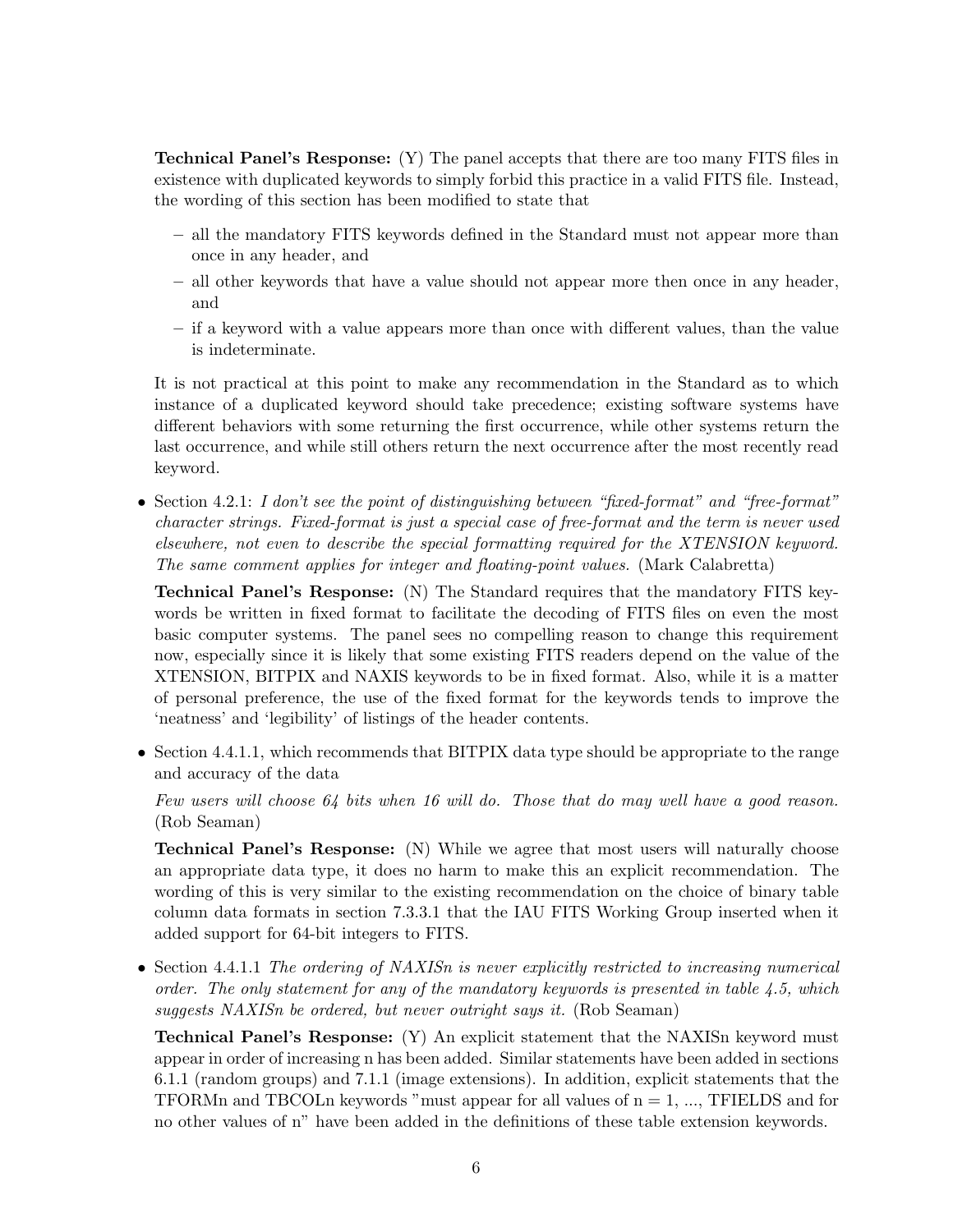**Technical Panel's Response:** (Y) The panel accepts that there are too many FITS files in existence with duplicated keywords to simply forbid this practice in a valid FITS file. Instead, the wording of this section has been modified to state that

- all the mandatory FITS keywords defined in the Standard must not appear more than once in any header, and
- all other keywords that have a value should not appear more then once in any header, and
- if a keyword with a value appears more than once with different values, than the value is indeterminate.

It is not practical at this point to make any recommendation in the Standard as to which instance of a duplicated keyword should take precedence; existing software systems have different behaviors with some returning the first occurrence, while other systems return the last occurrence, and while still others return the next occurrence after the most recently read keyword.

- Section 4.2.1: *I don't see the point of distinguishing between "fixed-format" and "free-format" character strings. Fixed-format is just a special case of free-format and the term is never used elsewhere, not even to describe the special formatting required for the XTENSION keyword. The same comment applies for integer and floating-point values.* (Mark Calabretta)

  **Technical Panel's Response:** (N) The Standard requires that the mandatory FITS keywords be written in fixed format to facilitate the decoding of FITS files on even the most basic computer systems. The panel sees no compelling reason to change this requirement now, especially since it is likely that some existing FITS readers depend on the value of the XTENSION, BITPIX and NAXIS keywords to be in fixed format. Also, while it is a matter of personal preference, the use of the fixed format for the keywords tends to improve the 'neatness' and 'legibility' of listings of the header contents.

- Section 4.4.1.1, which recommends that BITPIX data type should be appropriate to the range and accuracy of the data

  *Few users will choose 64 bits when 16 will do. Those that do may well have a good reason.* (Rob Seaman)

  **Technical Panel's Response:** (N) While we agree that most users will naturally choose an appropriate data type, it does no harm to make this an explicit recommendation. The wording of this is very similar to the existing recommendation on the choice of binary table column data formats in section 7.3.3.1 that the IAU FITS Working Group inserted when it added support for 64-bit integers to FITS.

- Section 4.4.1.1 *The ordering of NAXISn is never explicitly restricted to increasing numerical order. The only statement for any of the mandatory keywords is presented in table 4.5, which suggests NAXISn be ordered, but never outright says it.* (Rob Seaman)

  **Technical Panel's Response:** (Y) An explicit statement that the NAXISn keyword must appear in order of increasing n has been added. Similar statements have been added in sections 6.1.1 (random groups) and 7.1.1 (image extensions). In addition, explicit statements that the TFORMn and TBCOLn keywords "must appear for all values of n = 1, ..., TFIELDS and for no other values of n" have been added in the definitions of these table extension keywords.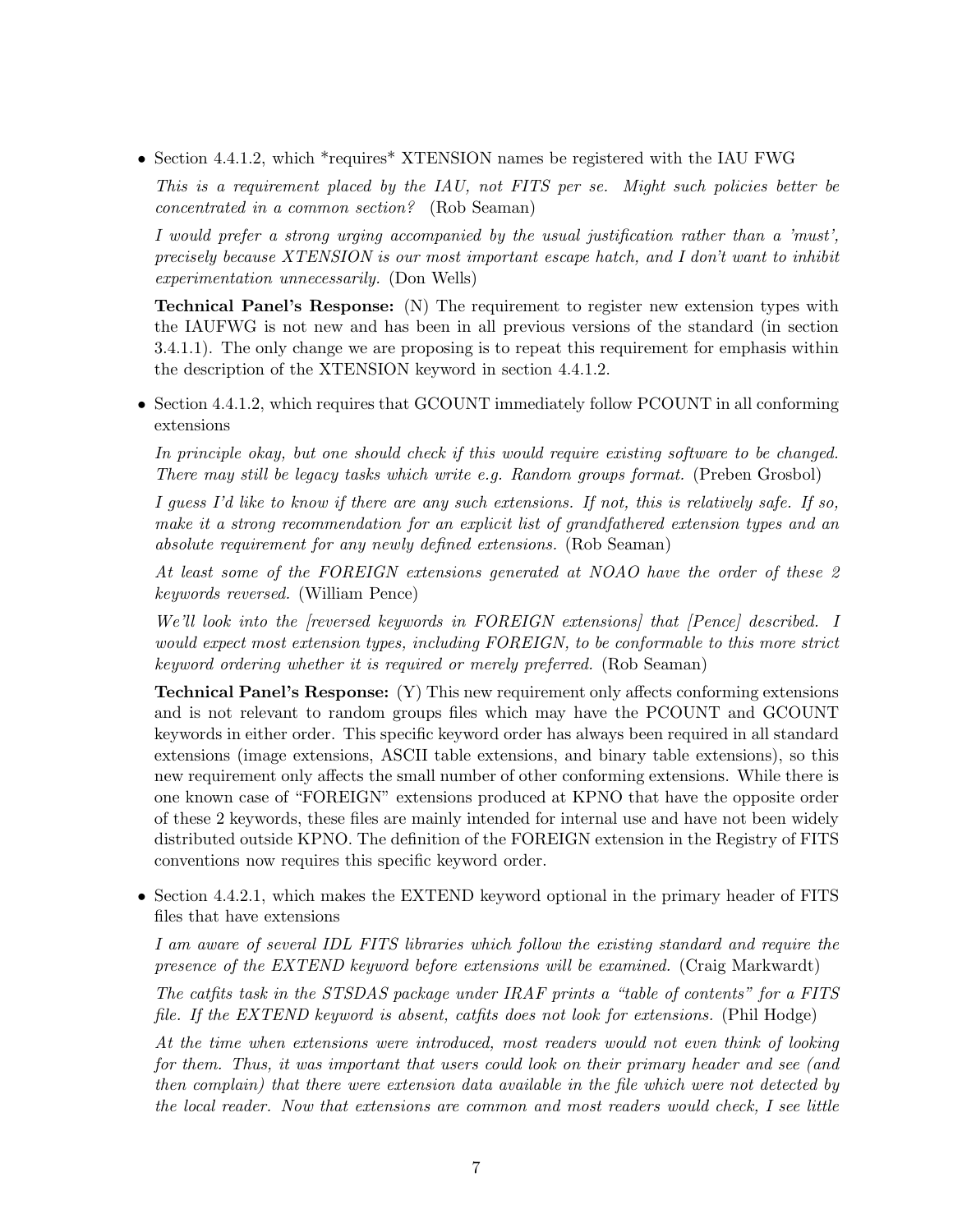- Section 4.4.1.2, which *requires* XTENSION names be registered with the IAU FWG

  *This is a requirement placed by the IAU, not FITS per se. Might such policies better be concentrated in a common section?* (Rob Seaman)

  *I would prefer a strong urging accompanied by the usual justification rather than a 'must', precisely because XTENSION is our most important escape hatch, and I don't want to inhibit experimentation unnecessarily.* (Don Wells)

  **Technical Panel's Response:** (N) The requirement to register new extension types with the IAUFWG is not new and has been in all previous versions of the standard (in section 3.4.1.1). The only change we are proposing is to repeat this requirement for emphasis within the description of the XTENSION keyword in section 4.4.1.2.

- Section 4.4.1.2, which requires that GCOUNT immediately follow PCOUNT in all conforming extensions

  *In principle okay, but one should check if this would require existing software to be changed. There may still be legacy tasks which write e.g. Random groups format.* (Preben Grosbol)

  *I guess I'd like to know if there are any such extensions. If not, this is relatively safe. If so, make it a strong recommendation for an explicit list of grandfathered extension types and an absolute requirement for any newly defined extensions.* (Rob Seaman)

  *At least some of the FOREIGN extensions generated at NOAO have the order of these 2 keywords reversed.* (William Pence)

  *We'll look into the [reversed keywords in FOREIGN extensions] that [Pence] described. I would expect most extension types, including FOREIGN, to be conformable to this more strict keyword ordering whether it is required or merely preferred.* (Rob Seaman)

  **Technical Panel's Response:** (Y) This new requirement only affects conforming extensions and is not relevant to random groups files which may have the PCOUNT and GCOUNT keywords in either order. This specific keyword order has always been required in all standard extensions (image extensions, ASCII table extensions, and binary table extensions), so this new requirement only affects the small number of other conforming extensions. While there is one known case of "FOREIGN" extensions produced at KPNO that have the opposite order of these 2 keywords, these files are mainly intended for internal use and have not been widely distributed outside KPNO. The definition of the FOREIGN extension in the Registry of FITS conventions now requires this specific keyword order.

- Section 4.4.2.1, which makes the EXTEND keyword optional in the primary header of FITS files that have extensions

  *I am aware of several IDL FITS libraries which follow the existing standard and require the presence of the EXTEND keyword before extensions will be examined.* (Craig Markwardt)

  *The catfits task in the STSDAS package under IRAF prints a "table of contents" for a FITS file. If the EXTEND keyword is absent, catfits does not look for extensions.* (Phil Hodge)

  *At the time when extensions were introduced, most readers would not even think of looking for them. Thus, it was important that users could look on their primary header and see (and then complain) that there were extension data available in the file which were not detected by the local reader. Now that extensions are common and most readers would check, I see little*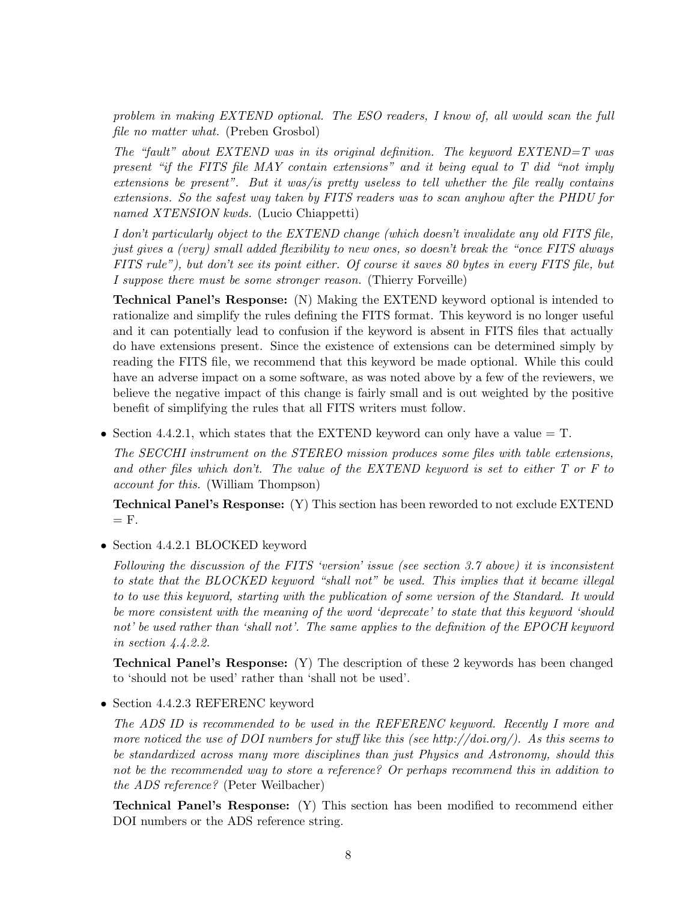*problem in making EXTEND optional. The ESO readers, I know of, all would scan the full file no matter what.* (Preben Grosbol)

*The "fault" about EXTEND was in its original definition. The keyword EXTEND=T was present "if the FITS file MAY contain extensions" and it being equal to T did "not imply extensions be present". But it was/is pretty useless to tell whether the file really contains extensions. So the safest way taken by FITS readers was to scan anyhow after the PHDU for named XTENSION kwds.* (Lucio Chiappetti)

*I don't particularly object to the EXTEND change (which doesn't invalidate any old FITS file, just gives a (very) small added flexibility to new ones, so doesn't break the "once FITS always FITS rule"), but don't see its point either. Of course it saves 80 bytes in every FITS file, but I suppose there must be some stronger reason.* (Thierry Forveille)

**Technical Panel's Response:** (N) Making the EXTEND keyword optional is intended to rationalize and simplify the rules defining the FITS format. This keyword is no longer useful and it can potentially lead to confusion if the keyword is absent in FITS files that actually do have extensions present. Since the existence of extensions can be determined simply by reading the FITS file, we recommend that this keyword be made optional. While this could have an adverse impact on a some software, as was noted above by a few of the reviewers, we believe the negative impact of this change is fairly small and is out weighted by the positive benefit of simplifying the rules that all FITS writers must follow.

- Section 4.4.2.1, which states that the EXTEND keyword can only have a value = T.

  *The SECCHI instrument on the STEREO mission produces some files with table extensions, and other files which don't. The value of the EXTEND keyword is set to either T or F to account for this.* (William Thompson)

  **Technical Panel's Response:** (Y) This section has been reworded to not exclude EXTEND = F.

- Section 4.4.2.1 BLOCKED keyword

  *Following the discussion of the FITS 'version' issue (see section 3.7 above) it is inconsistent to state that the BLOCKED keyword "shall not" be used. This implies that it became illegal to to use this keyword, starting with the publication of some version of the Standard. It would be more consistent with the meaning of the word 'deprecate' to state that this keyword 'should not' be used rather than 'shall not'. The same applies to the definition of the EPOCH keyword in section 4.4.2.2.*

  **Technical Panel's Response:** (Y) The description of these 2 keywords has been changed to 'should not be used' rather than 'shall not be used'.

- Section 4.4.2.3 REFERENC keyword

  *The ADS ID is recommended to be used in the REFERENC keyword. Recently I more and more noticed the use of DOI numbers for stuff like this (see http://doi.org/). As this seems to be standardized across many more disciplines than just Physics and Astronomy, should this not be the recommended way to store a reference? Or perhaps recommend this in addition to the ADS reference?* (Peter Weilbacher)

  **Technical Panel's Response:** (Y) This section has been modified to recommend either DOI numbers or the ADS reference string.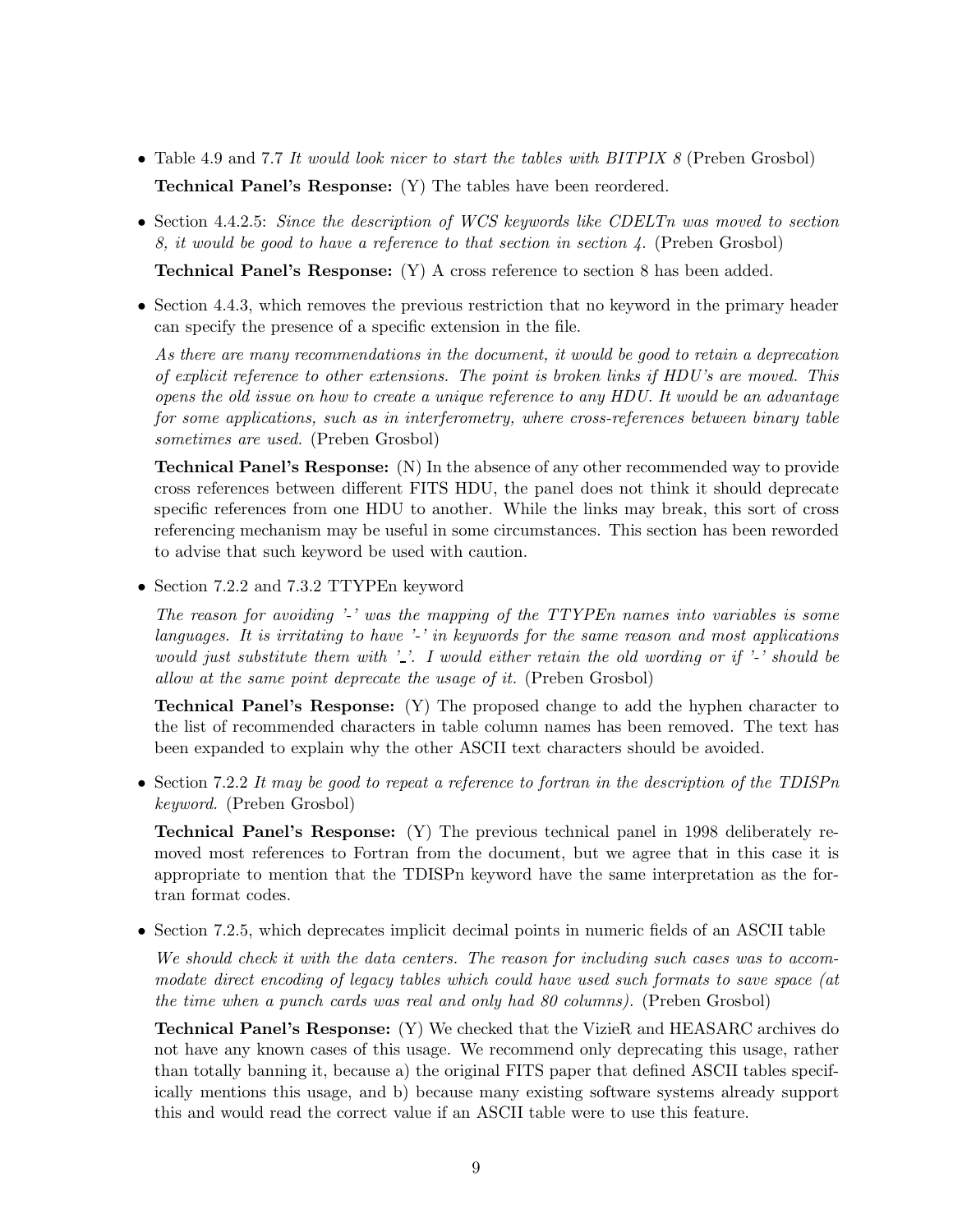- Table 4.9 and 7.7 *It would look nicer to start the tables with BITPIX 8* (Preben Grosbol)

  **Technical Panel's Response:** (Y) The tables have been reordered.

- Section 4.4.2.5: *Since the description of WCS keywords like CDELTn was moved to section 8, it would be good to have a reference to that section in section 4.* (Preben Grosbol)

  **Technical Panel's Response:** (Y) A cross reference to section 8 has been added.

- Section 4.4.3, which removes the previous restriction that no keyword in the primary header can specify the presence of a specific extension in the file.

  *As there are many recommendations in the document, it would be good to retain a deprecation of explicit reference to other extensions. The point is broken links if HDU's are moved. This opens the old issue on how to create a unique reference to any HDU. It would be an advantage for some applications, such as in interferometry, where cross-references between binary table sometimes are used.* (Preben Grosbol)

  **Technical Panel's Response:** (N) In the absence of any other recommended way to provide cross references between different FITS HDU, the panel does not think it should deprecate specific references from one HDU to another. While the links may break, this sort of cross referencing mechanism may be useful in some circumstances. This section has been reworded to advise that such keyword be used with caution.

- Section 7.2.2 and 7.3.2 TTYPEn keyword

  *The reason for avoiding '-' was the mapping of the TTYPEn names into variables is some languages. It is irritating to have '-' in keywords for the same reason and most applications would just substitute them with '_'. I would either retain the old wording or if '-' should be allow at the same point deprecate the usage of it.* (Preben Grosbol)

  **Technical Panel's Response:** (Y) The proposed change to add the hyphen character to the list of recommended characters in table column names has been removed. The text has been expanded to explain why the other ASCII text characters should be avoided.

- Section 7.2.2 *It may be good to repeat a reference to fortran in the description of the TDISPn keyword.* (Preben Grosbol)

  **Technical Panel's Response:** (Y) The previous technical panel in 1998 deliberately removed most references to Fortran from the document, but we agree that in this case it is appropriate to mention that the TDISPn keyword have the same interpretation as the fortran format codes.

- Section 7.2.5, which deprecates implicit decimal points in numeric fields of an ASCII table

  *We should check it with the data centers. The reason for including such cases was to accommodate direct encoding of legacy tables which could have used such formats to save space (at the time when a punch cards was real and only had 80 columns).* (Preben Grosbol)

  **Technical Panel's Response:** (Y) We checked that the VizieR and HEASARC archives do not have any known cases of this usage. We recommend only deprecating this usage, rather than totally banning it, because a) the original FITS paper that defined ASCII tables specifically mentions this usage, and b) because many existing software systems already support this and would read the correct value if an ASCII table were to use this feature.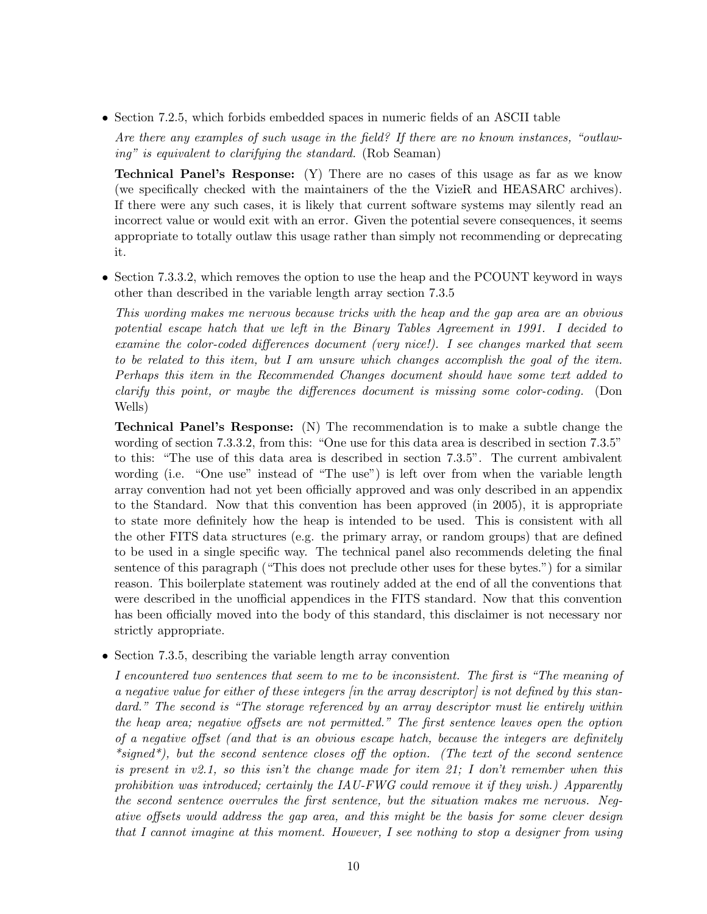- Section 7.2.5, which forbids embedded spaces in numeric fields of an ASCII table

  *Are there any examples of such usage in the field? If there are no known instances, "outlawing" is equivalent to clarifying the standard.* (Rob Seaman)

  **Technical Panel's Response:** (Y) There are no cases of this usage as far as we know (we specifically checked with the maintainers of the the VizieR and HEASARC archives). If there were any such cases, it is likely that current software systems may silently read an incorrect value or would exit with an error. Given the potential severe consequences, it seems appropriate to totally outlaw this usage rather than simply not recommending or deprecating it.

- Section 7.3.3.2, which removes the option to use the heap and the PCOUNT keyword in ways other than described in the variable length array section 7.3.5

  *This wording makes me nervous because tricks with the heap and the gap area are an obvious potential escape hatch that we left in the Binary Tables Agreement in 1991. I decided to examine the color-coded differences document (very nice!). I see changes marked that seem to be related to this item, but I am unsure which changes accomplish the goal of the item. Perhaps this item in the Recommended Changes document should have some text added to clarify this point, or maybe the differences document is missing some color-coding.* (Don Wells)

  **Technical Panel's Response:** (N) The recommendation is to make a subtle change the wording of section 7.3.3.2, from this: "One use for this data area is described in section 7.3.5" to this: "The use of this data area is described in section 7.3.5". The current ambivalent wording (i.e. "One use" instead of "The use") is left over from when the variable length array convention had not yet been officially approved and was only described in an appendix to the Standard. Now that this convention has been approved (in 2005), it is appropriate to state more definitely how the heap is intended to be used. This is consistent with all the other FITS data structures (e.g. the primary array, or random groups) that are defined to be used in a single specific way. The technical panel also recommends deleting the final sentence of this paragraph ("This does not preclude other uses for these bytes.") for a similar reason. This boilerplate statement was routinely added at the end of all the conventions that were described in the unofficial appendices in the FITS standard. Now that this convention has been officially moved into the body of this standard, this disclaimer is not necessary nor strictly appropriate.

- Section 7.3.5, describing the variable length array convention

  *I encountered two sentences that seem to me to be inconsistent. The first is "The meaning of a negative value for either of these integers [in the array descriptor] is not defined by this standard." The second is "The storage referenced by an array descriptor must lie entirely within the heap area; negative offsets are not permitted." The first sentence leaves open the option of a negative offset (and that is an obvious escape hatch, because the integers are definitely *signed*), but the second sentence closes off the option. (The text of the second sentence is present in v2.1, so this isn't the change made for item 21; I don't remember when this prohibition was introduced; certainly the IAU-FWG could remove it if they wish.) Apparently the second sentence overrules the first sentence, but the situation makes me nervous. Negative offsets would address the gap area, and this might be the basis for some clever design that I cannot imagine at this moment. However, I see nothing to stop a designer from using*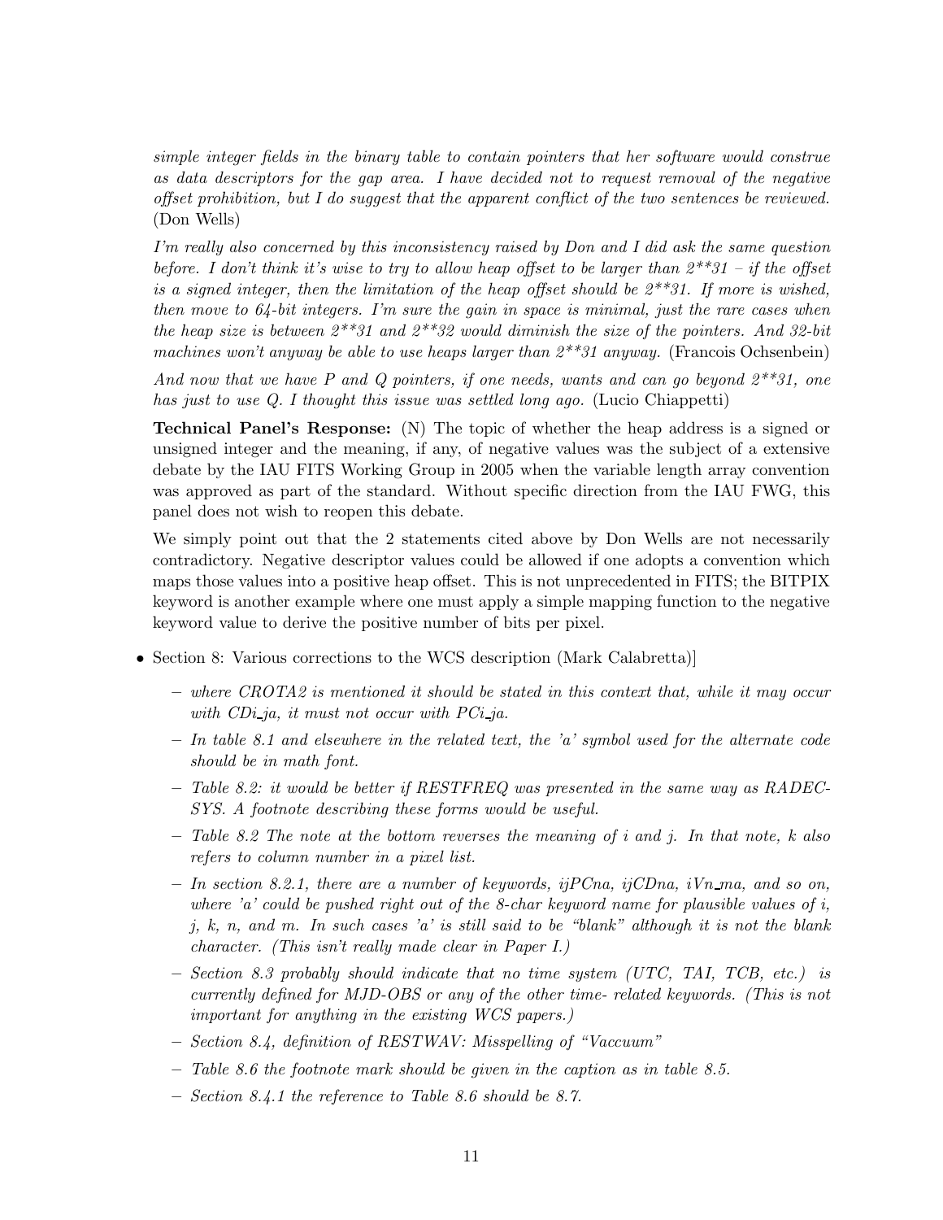*simple integer fields in the binary table to contain pointers that her software would construe as data descriptors for the gap area. I have decided not to request removal of the negative offset prohibition, but I do suggest that the apparent conflict of the two sentences be reviewed.* (Don Wells)

*I'm really also concerned by this inconsistency raised by Don and I did ask the same question before. I don't think it's wise to try to allow heap offset to be larger than 2**31 – if the offset is a signed integer, then the limitation of the heap offset should be 2**31. If more is wished, then move to 64-bit integers. I'm sure the gain in space is minimal, just the rare cases when the heap size is between 2**31 and 2**32 would diminish the size of the pointers. And 32-bit machines won't anyway be able to use heaps larger than 2**31 anyway.* (Francois Ochsenbein)

*And now that we have P and Q pointers, if one needs, wants and can go beyond 2**31, one has just to use Q. I thought this issue was settled long ago.* (Lucio Chiappetti)

**Technical Panel's Response:** (N) The topic of whether the heap address is a signed or unsigned integer and the meaning, if any, of negative values was the subject of a extensive debate by the IAU FITS Working Group in 2005 when the variable length array convention was approved as part of the standard. Without specific direction from the IAU FWG, this panel does not wish to reopen this debate.

We simply point out that the 2 statements cited above by Don Wells are not necessarily contradictory. Negative descriptor values could be allowed if one adopts a convention which maps those values into a positive heap offset. This is not unprecedented in FITS; the BITPIX keyword is another example where one must apply a simple mapping function to the negative keyword value to derive the positive number of bits per pixel.

- Section 8: Various corrections to the WCS description (Mark Calabretta)]
  - *where CROTA2 is mentioned it should be stated in this context that, while it may occur with CDi_ja, it must not occur with PCi_ja.*
  - *In table 8.1 and elsewhere in the related text, the 'a' symbol used for the alternate code should be in math font.*
  - *Table 8.2: it would be better if RESTFREQ was presented in the same way as RADECSYS. A footnote describing these forms would be useful.*
  - *Table 8.2 The note at the bottom reverses the meaning of i and j. In that note, k also refers to column number in a pixel list.*
  - *In section 8.2.1, there are a number of keywords, ijPCna, ijCDna, iVn_ma, and so on, where 'a' could be pushed right out of the 8-char keyword name for plausible values of i, j, k, n, and m. In such cases 'a' is still said to be "blank" although it is not the blank character. (This isn't really made clear in Paper I.)*
  - *Section 8.3 probably should indicate that no time system (UTC, TAI, TCB, etc.) is currently defined for MJD-OBS or any of the other time- related keywords. (This is not important for anything in the existing WCS papers.)*
  - *Section 8.4, definition of RESTWAV: Misspelling of "Vaccuum"*
  - *Table 8.6 the footnote mark should be given in the caption as in table 8.5.*
  - *Section 8.4.1 the reference to Table 8.6 should be 8.7.*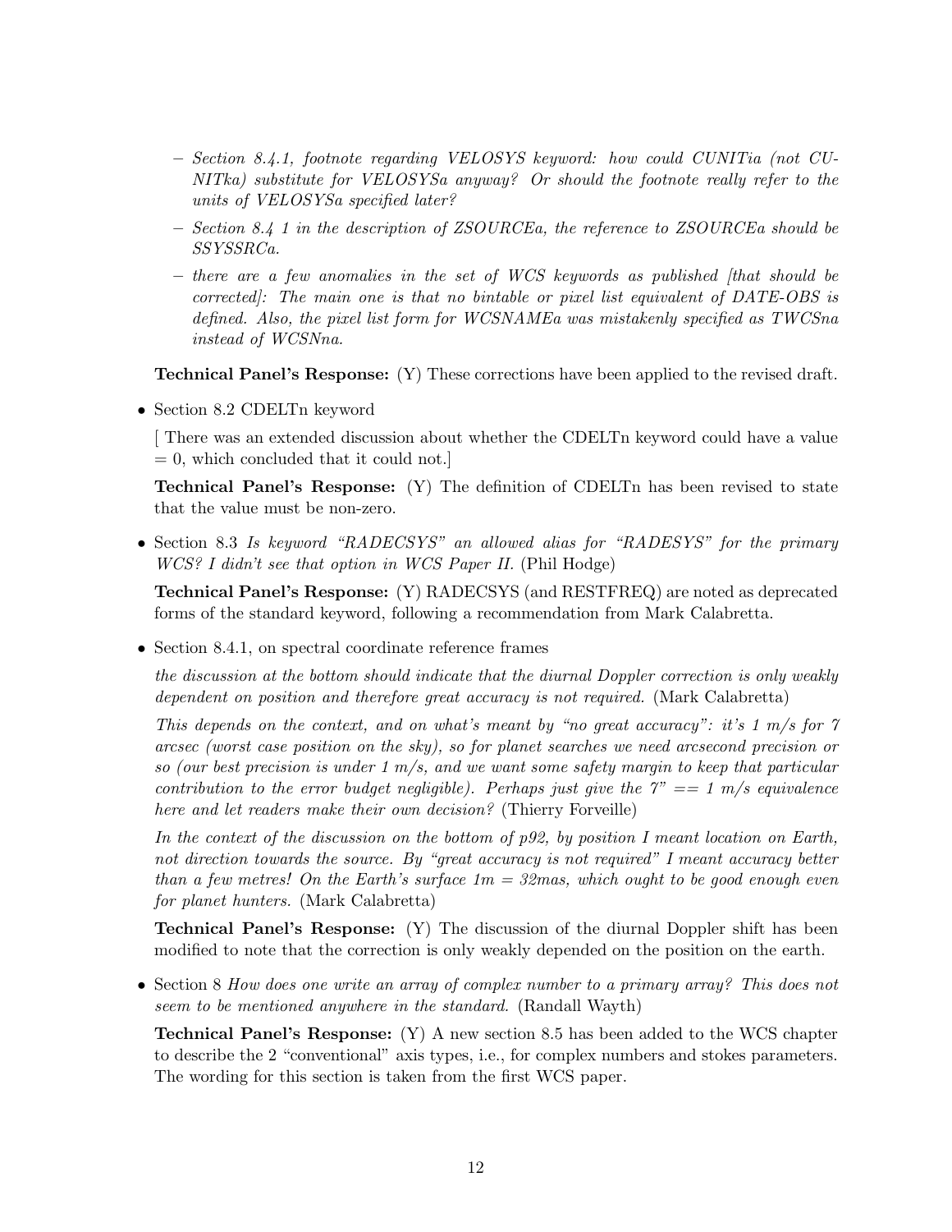- *Section 8.4.1, footnote regarding VELOSYS keyword: how could CUNITia (not CUNITka) substitute for VELOSYSa anyway? Or should the footnote really refer to the units of VELOSYSa specified later?*
  - *Section 8.4 1 in the description of ZSOURCEa, the reference to ZSOURCEa should be SSYSSRCa.*
  - *there are a few anomalies in the set of WCS keywords as published [that should be corrected]: The main one is that no bintable or pixel list equivalent of DATE-OBS is defined. Also, the pixel list form for WCSNAMEa was mistakenly specified as TWCSna instead of WCSNna.*

  **Technical Panel's Response:** (Y) These corrections have been applied to the revised draft.

- Section 8.2 CDELTn keyword

  [ There was an extended discussion about whether the CDELTn keyword could have a value = 0, which concluded that it could not.]

  **Technical Panel's Response:** (Y) The definition of CDELTn has been revised to state that the value must be non-zero.

- Section 8.3 *Is keyword "RADECSYS" an allowed alias for "RADESYS" for the primary WCS? I didn't see that option in WCS Paper II.* (Phil Hodge)

  **Technical Panel's Response:** (Y) RADECSYS (and RESTFREQ) are noted as deprecated forms of the standard keyword, following a recommendation from Mark Calabretta.

- Section 8.4.1, on spectral coordinate reference frames

  *the discussion at the bottom should indicate that the diurnal Doppler correction is only weakly dependent on position and therefore great accuracy is not required.* (Mark Calabretta)

  *This depends on the context, and on what's meant by "no great accuracy": it's 1 m/s for 7 arcsec (worst case position on the sky), so for planet searches we need arcsecond precision or so (our best precision is under 1 m/s, and we want some safety margin to keep that particular contribution to the error budget negligible). Perhaps just give the 7" == 1 m/s equivalence here and let readers make their own decision?* (Thierry Forveille)

  *In the context of the discussion on the bottom of p92, by position I meant location on Earth, not direction towards the source. By "great accuracy is not required" I meant accuracy better than a few metres! On the Earth's surface 1m = 32mas, which ought to be good enough even for planet hunters.* (Mark Calabretta)

  **Technical Panel's Response:** (Y) The discussion of the diurnal Doppler shift has been modified to note that the correction is only weakly depended on the position on the earth.

- Section 8 *How does one write an array of complex number to a primary array? This does not seem to be mentioned anywhere in the standard.* (Randall Wayth)

  **Technical Panel's Response:** (Y) A new section 8.5 has been added to the WCS chapter to describe the 2 "conventional" axis types, i.e., for complex numbers and stokes parameters. The wording for this section is taken from the first WCS paper.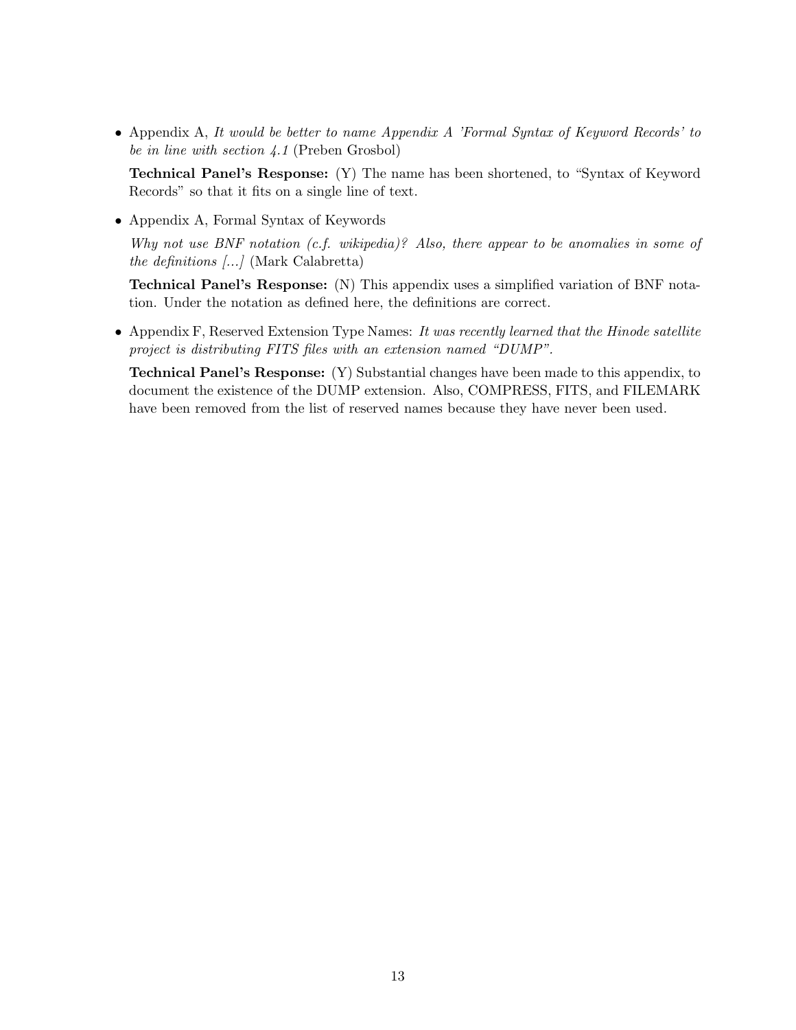- Appendix A, *It would be better to name Appendix A 'Formal Syntax of Keyword Records' to be in line with section 4.1* (Preben Grosbol)

  **Technical Panel's Response:** (Y) The name has been shortened, to "Syntax of Keyword Records" so that it fits on a single line of text.

- Appendix A, Formal Syntax of Keywords

  *Why not use BNF notation (c.f. wikipedia)? Also, there appear to be anomalies in some of the definitions [...]* (Mark Calabretta)

  **Technical Panel's Response:** (N) This appendix uses a simplified variation of BNF notation. Under the notation as defined here, the definitions are correct.

- Appendix F, Reserved Extension Type Names: *It was recently learned that the Hinode satellite project is distributing FITS files with an extension named "DUMP".*

  **Technical Panel's Response:** (Y) Substantial changes have been made to this appendix, to document the existence of the DUMP extension. Also, COMPRESS, FITS, and FILEMARK have been removed from the list of reserved names because they have never been used.